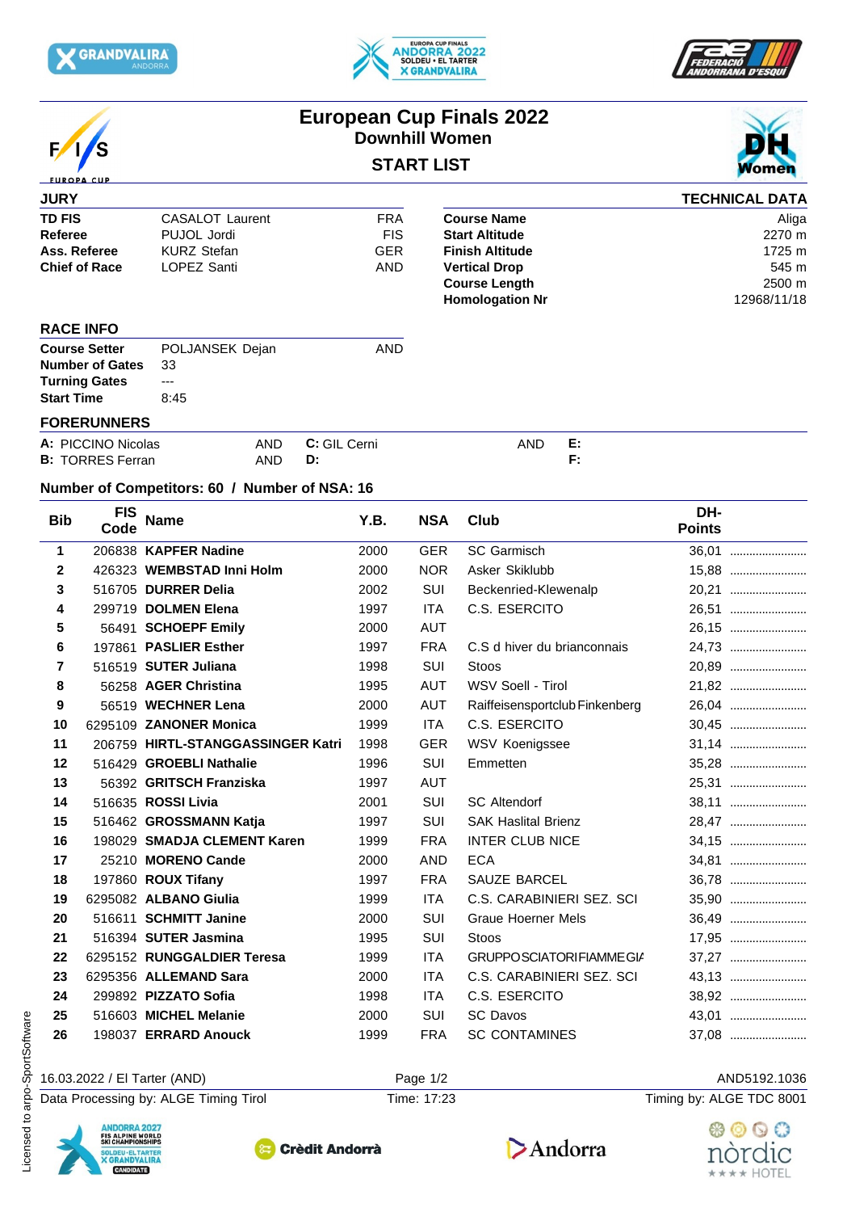# European Cup Finals 2022

## Downhill Women

### START LIST

**JURY**

| | | |
|---|---|---|
| **TD FIS** | CASALOT Laurent | FRA |
| **Referee** | PUJOL Jordi | FIS |
| **Ass. Referee** | KURZ Stefan | GER |
| **Chief of Race** | LOPEZ Santi | AND |

**TECHNICAL DATA**

| | |
|---|---|
| **Course Name** | Aliga |
| **Start Altitude** | 2270 m |
| **Finish Altitude** | 1725 m |
| **Vertical Drop** | 545 m |
| **Course Length** | 2500 m |
| **Homologation Nr** | 12968/11/18 |

**RACE INFO**

| | | |
|---|---|---|
| **Course Setter** | POLJANSEK Dejan | AND |
| **Number of Gates** | 33 | |
| **Turning Gates** | --- | |
| **Start Time** | 8:45 | |

**FORERUNNERS**

| | | | | | |
|---|---|---|---|---|---|
| **A:** PICCINO Nicolas | AND | **C:** GIL Cerni | AND | **E:** | |
| **B:** TORRES Ferran | AND | **D:** | | **F:** | |

**Number of Competitors: 60 / Number of NSA: 16**

| Bib | FIS Code | Name | Y.B. | NSA | Club | DH-Points | |
|---|---|---|---|---|---|---|---|
| **1** | 206838 | **KAPFER Nadine** | 2000 | GER | SC Garmisch | 36,01 | ........................ |
| **2** | 426323 | **WEMBSTAD Inni Holm** | 2000 | NOR | Asker Skiklubb | 15,88 | ........................ |
| **3** | 516705 | **DURRER Delia** | 2002 | SUI | Beckenried-Klewenalp | 20,21 | ........................ |
| **4** | 299719 | **DOLMEN Elena** | 1997 | ITA | C.S. ESERCITO | 26,51 | ........................ |
| **5** | 56491 | **SCHOEPF Emily** | 2000 | AUT | | 26,15 | ........................ |
| **6** | 197861 | **PASLIER Esther** | 1997 | FRA | C.S d hiver du brianconnais | 24,73 | ........................ |
| **7** | 516519 | **SUTER Juliana** | 1998 | SUI | Stoos | 20,89 | ........................ |
| **8** | 56258 | **AGER Christina** | 1995 | AUT | WSV Soell - Tirol | 21,82 | ........................ |
| **9** | 56519 | **WECHNER Lena** | 2000 | AUT | Raiffeisensportclub Finkenberg | 26,04 | ........................ |
| **10** | 6295109 | **ZANONER Monica** | 1999 | ITA | C.S. ESERCITO | 30,45 | ........................ |
| **11** | 206759 | **HIRTL-STANGGASSINGER Katri** | 1998 | GER | WSV Koenigssee | 31,14 | ........................ |
| **12** | 516429 | **GROEBLI Nathalie** | 1996 | SUI | Emmetten | 35,28 | ........................ |
| **13** | 56392 | **GRITSCH Franziska** | 1997 | AUT | | 25,31 | ........................ |
| **14** | 516635 | **ROSSI Livia** | 2001 | SUI | SC Altendorf | 38,11 | ........................ |
| **15** | 516462 | **GROSSMANN Katja** | 1997 | SUI | SAK Haslital Brienz | 28,47 | ........................ |
| **16** | 198029 | **SMADJA CLEMENT Karen** | 1999 | FRA | INTER CLUB NICE | 34,15 | ........................ |
| **17** | 25210 | **MORENO Cande** | 2000 | AND | ECA | 34,81 | ........................ |
| **18** | 197860 | **ROUX Tifany** | 1997 | FRA | SAUZE BARCEL | 36,78 | ........................ |
| **19** | 6295082 | **ALBANO Giulia** | 1999 | ITA | C.S. CARABINIERI SEZ. SCI | 35,90 | ........................ |
| **20** | 516611 | **SCHMITT Janine** | 2000 | SUI | Graue Hoerner Mels | 36,49 | ........................ |
| **21** | 516394 | **SUTER Jasmina** | 1995 | SUI | Stoos | 17,95 | ........................ |
| **22** | 6295152 | **RUNGGALDIER Teresa** | 1999 | ITA | GRUPPOSCIATORIFIAMMEGIA | 37,27 | ........................ |
| **23** | 6295356 | **ALLEMAND Sara** | 2000 | ITA | C.S. CARABINIERI SEZ. SCI | 43,13 | ........................ |
| **24** | 299892 | **PIZZATO Sofia** | 1998 | ITA | C.S. ESERCITO | 38,92 | ........................ |
| **25** | 516603 | **MICHEL Melanie** | 2000 | SUI | SC Davos | 43,01 | ........................ |
| **26** | 198037 | **ERRARD Anouck** | 1999 | FRA | SC CONTAMINES | 37,08 | ........................ |

16.03.2022 / El Tarter (AND) — AND5192.1036

Data Processing by: ALGE Timing Tirol — Time: 17:23 — Timing by: ALGE TDC 8001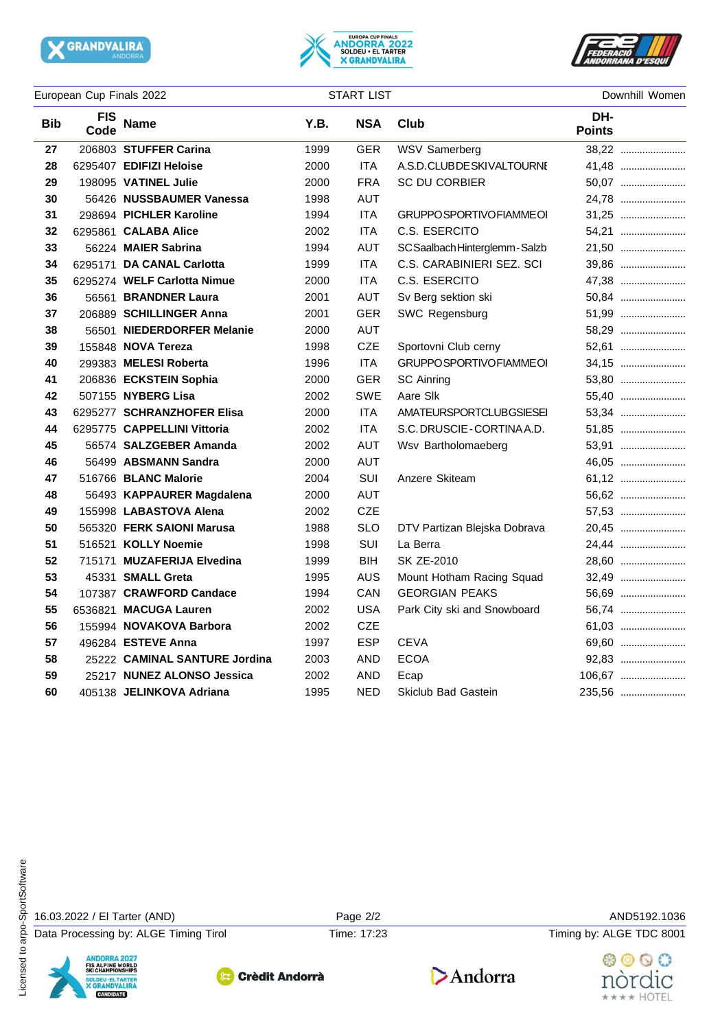European Cup Finals 2022 | START LIST | Downhill Women

| Bib | FIS Code | Name | Y.B. | NSA | Club | DH-Points |
|---|---|---|---|---|---|---|
| 27 | 206803 | **STUFFER Carina** | 1999 | GER | WSV Samerberg | 38,22 |
| 28 | 6295407 | **EDIFIZI Heloise** | 2000 | ITA | A.S.D.CLUBDESKIVALTOURNE | 41,48 |
| 29 | 198095 | **VATINEL Julie** | 2000 | FRA | SC DU CORBIER | 50,07 |
| 30 | 56426 | **NUSSBAUMER Vanessa** | 1998 | AUT | | 24,78 |
| 31 | 298694 | **PICHLER Karoline** | 1994 | ITA | GRUPPOSPORTIVOFIAMMEOI | 31,25 |
| 32 | 6295861 | **CALABA Alice** | 2002 | ITA | C.S. ESERCITO | 54,21 |
| 33 | 56224 | **MAIER Sabrina** | 1994 | AUT | SCSaalbachHinterglemm-Salzb | 21,50 |
| 34 | 6295171 | **DA CANAL Carlotta** | 1999 | ITA | C.S. CARABINIERI SEZ. SCI | 39,86 |
| 35 | 6295274 | **WELF Carlotta Nimue** | 2000 | ITA | C.S. ESERCITO | 47,38 |
| 36 | 56561 | **BRANDNER Laura** | 2001 | AUT | Sv Berg sektion ski | 50,84 |
| 37 | 206889 | **SCHILLINGER Anna** | 2001 | GER | SWC Regensburg | 51,99 |
| 38 | 56501 | **NIEDERDORFER Melanie** | 2000 | AUT | | 58,29 |
| 39 | 155848 | **NOVA Tereza** | 1998 | CZE | Sportovni Club cerny | 52,61 |
| 40 | 299383 | **MELESI Roberta** | 1996 | ITA | GRUPPOSPORTIVOFIAMMEOI | 34,15 |
| 41 | 206836 | **ECKSTEIN Sophia** | 2000 | GER | SC Ainring | 53,80 |
| 42 | 507155 | **NYBERG Lisa** | 2002 | SWE | Aare Slk | 55,40 |
| 43 | 6295277 | **SCHRANZHOFER Elisa** | 2000 | ITA | AMATEURSPORTCLUBGSIESEI | 53,34 |
| 44 | 6295775 | **CAPPELLINI Vittoria** | 2002 | ITA | S.C.DRUSCIE-CORTINAA.D. | 51,85 |
| 45 | 56574 | **SALZGEBER Amanda** | 2002 | AUT | Wsv Bartholomaeberg | 53,91 |
| 46 | 56499 | **ABSMANN Sandra** | 2000 | AUT | | 46,05 |
| 47 | 516766 | **BLANC Malorie** | 2004 | SUI | Anzere Skiteam | 61,12 |
| 48 | 56493 | **KAPPAURER Magdalena** | 2000 | AUT | | 56,62 |
| 49 | 155998 | **LABASTOVA Alena** | 2002 | CZE | | 57,53 |
| 50 | 565320 | **FERK SAIONI Marusa** | 1988 | SLO | DTV Partizan Blejska Dobrava | 20,45 |
| 51 | 516521 | **KOLLY Noemie** | 1998 | SUI | La Berra | 24,44 |
| 52 | 715171 | **MUZAFERIJA Elvedina** | 1999 | BIH | SK ZE-2010 | 28,60 |
| 53 | 45331 | **SMALL Greta** | 1995 | AUS | Mount Hotham Racing Squad | 32,49 |
| 54 | 107387 | **CRAWFORD Candace** | 1994 | CAN | GEORGIAN PEAKS | 56,69 |
| 55 | 6536821 | **MACUGA Lauren** | 2002 | USA | Park City ski and Snowboard | 56,74 |
| 56 | 155994 | **NOVAKOVA Barbora** | 2002 | CZE | | 61,03 |
| 57 | 496284 | **ESTEVE Anna** | 1997 | ESP | CEVA | 69,60 |
| 58 | 25222 | **CAMINAL SANTURE Jordina** | 2003 | AND | ECOA | 92,83 |
| 59 | 25217 | **NUNEZ ALONSO Jessica** | 2002 | AND | Ecap | 106,67 |
| 60 | 405138 | **JELINKOVA Adriana** | 1995 | NED | Skiclub Bad Gastein | 235,56 |

16.03.2022 / El Tarter (AND) | AND5192.1036

Data Processing by: ALGE Timing Tirol | Time: 17:23 | Timing by: ALGE TDC 8001